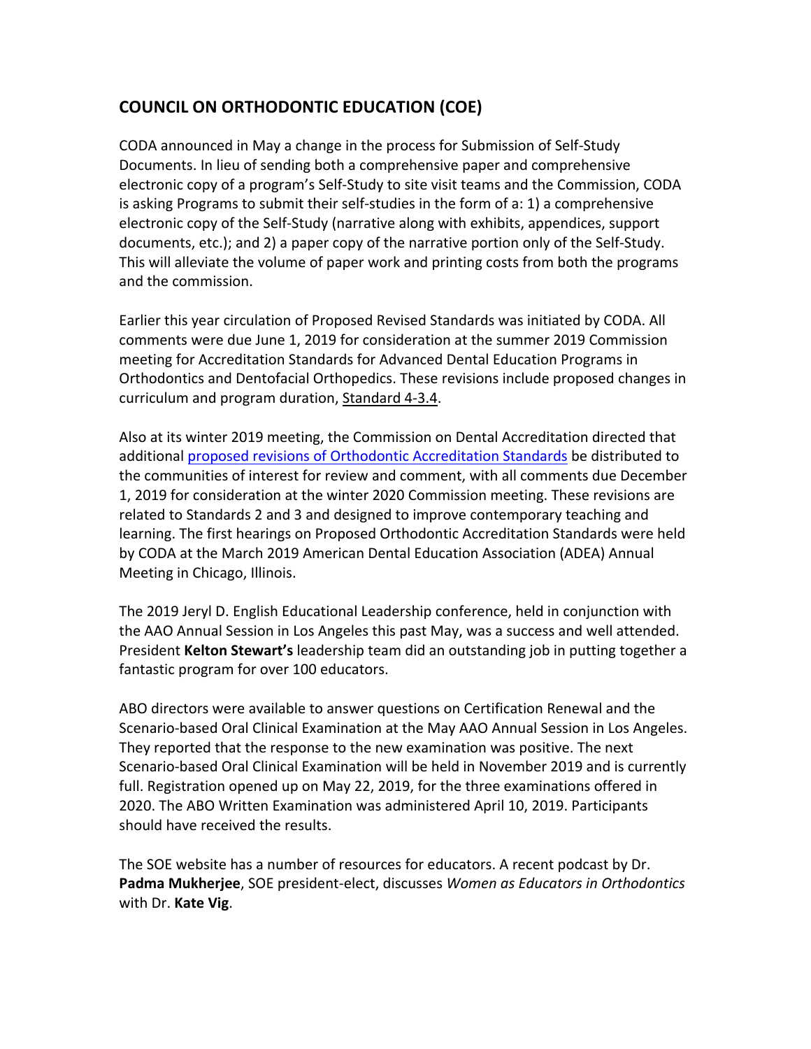## COUNCIL ON ORTHODONTIC EDUCATION (COE)

CODA announced in May a change in the process for Submission of Self-Study Documents. In lieu of sending both a comprehensive paper and comprehensive electronic copy of a program's Self-Study to site visit teams and the Commission, CODA is asking Programs to submit their self-studies in the form of a: 1) a comprehensive electronic copy of the Self-Study (narrative along with exhibits, appendices, support documents, etc.); and 2) a paper copy of the narrative portion only of the Self-Study. This will alleviate the volume of paper work and printing costs from both the programs and the commission.

Earlier this year circulation of Proposed Revised Standards was initiated by CODA. All comments were due June 1, 2019 for consideration at the summer 2019 Commission meeting for Accreditation Standards for Advanced Dental Education Programs in Orthodontics and Dentofacial Orthopedics. These revisions include proposed changes in curriculum and program duration, Standard 4-3.4.

Also at its winter 2019 meeting, the Commission on Dental Accreditation directed that additional proposed revisions of Orthodontic Accreditation Standards be distributed to the communities of interest for review and comment, with all comments due December 1, 2019 for consideration at the winter 2020 Commission meeting. These revisions are related to Standards 2 and 3 and designed to improve contemporary teaching and learning. The first hearings on Proposed Orthodontic Accreditation Standards were held by CODA at the March 2019 American Dental Education Association (ADEA) Annual Meeting in Chicago, Illinois.

The 2019 Jeryl D. English Educational Leadership conference, held in conjunction with the AAO Annual Session in Los Angeles this past May, was a success and well attended. President **Kelton Stewart's** leadership team did an outstanding job in putting together a fantastic program for over 100 educators.

ABO directors were available to answer questions on Certification Renewal and the Scenario-based Oral Clinical Examination at the May AAO Annual Session in Los Angeles. They reported that the response to the new examination was positive. The next Scenario-based Oral Clinical Examination will be held in November 2019 and is currently full. Registration opened up on May 22, 2019, for the three examinations offered in 2020. The ABO Written Examination was administered April 10, 2019. Participants should have received the results.

The SOE website has a number of resources for educators. A recent podcast by Dr. **Padma Mukherjee**, SOE president-elect, discusses *Women as Educators in Orthodontics* with Dr. **Kate Vig**.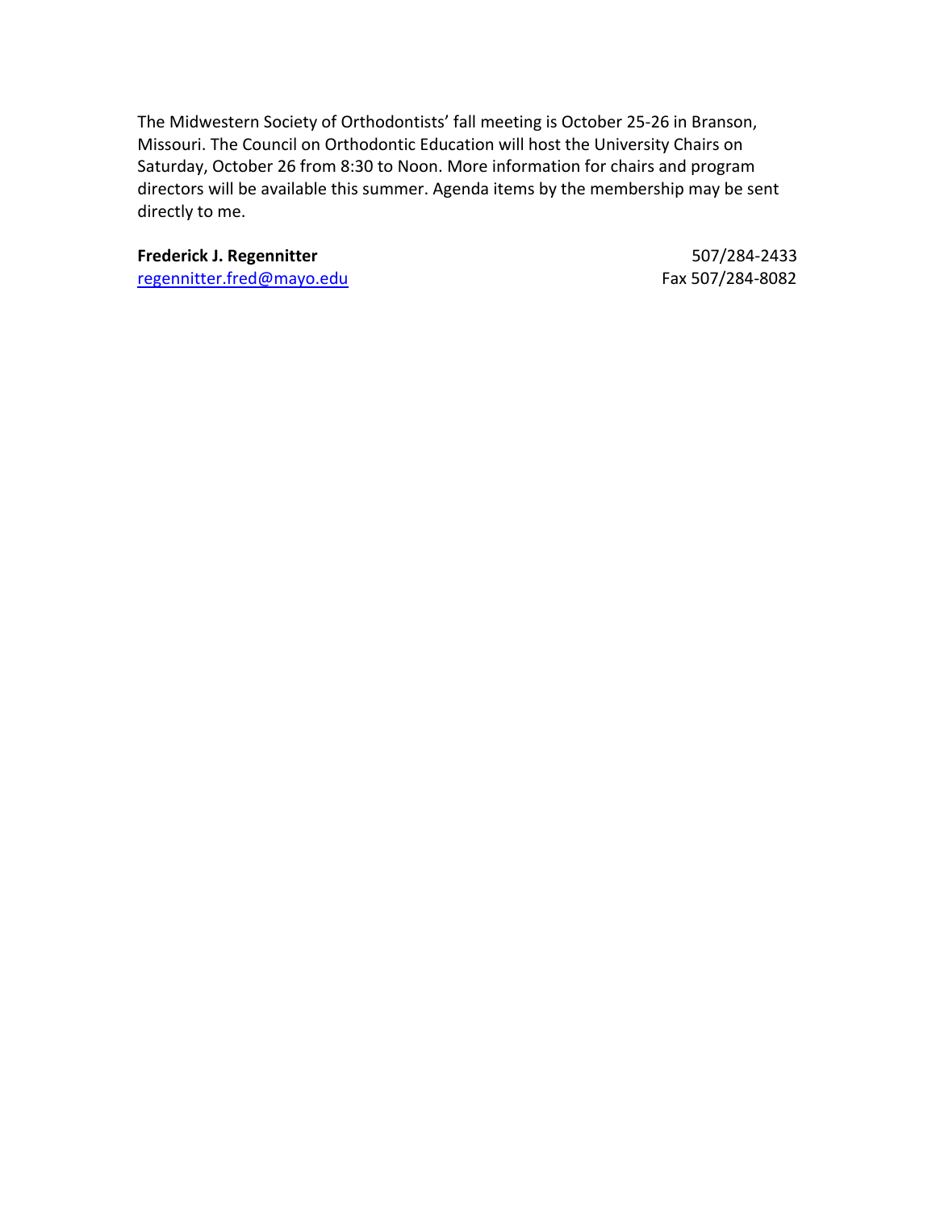The Midwestern Society of Orthodontists' fall meeting is October 25-26 in Branson, Missouri. The Council on Orthodontic Education will host the University Chairs on Saturday, October 26 from 8:30 to Noon. More information for chairs and program directors will be available this summer. Agenda items by the membership may be sent directly to me.

**Frederick J. Regennitter** 507/284-2433
regennitter.fred@mayo.edu Fax 507/284-8082